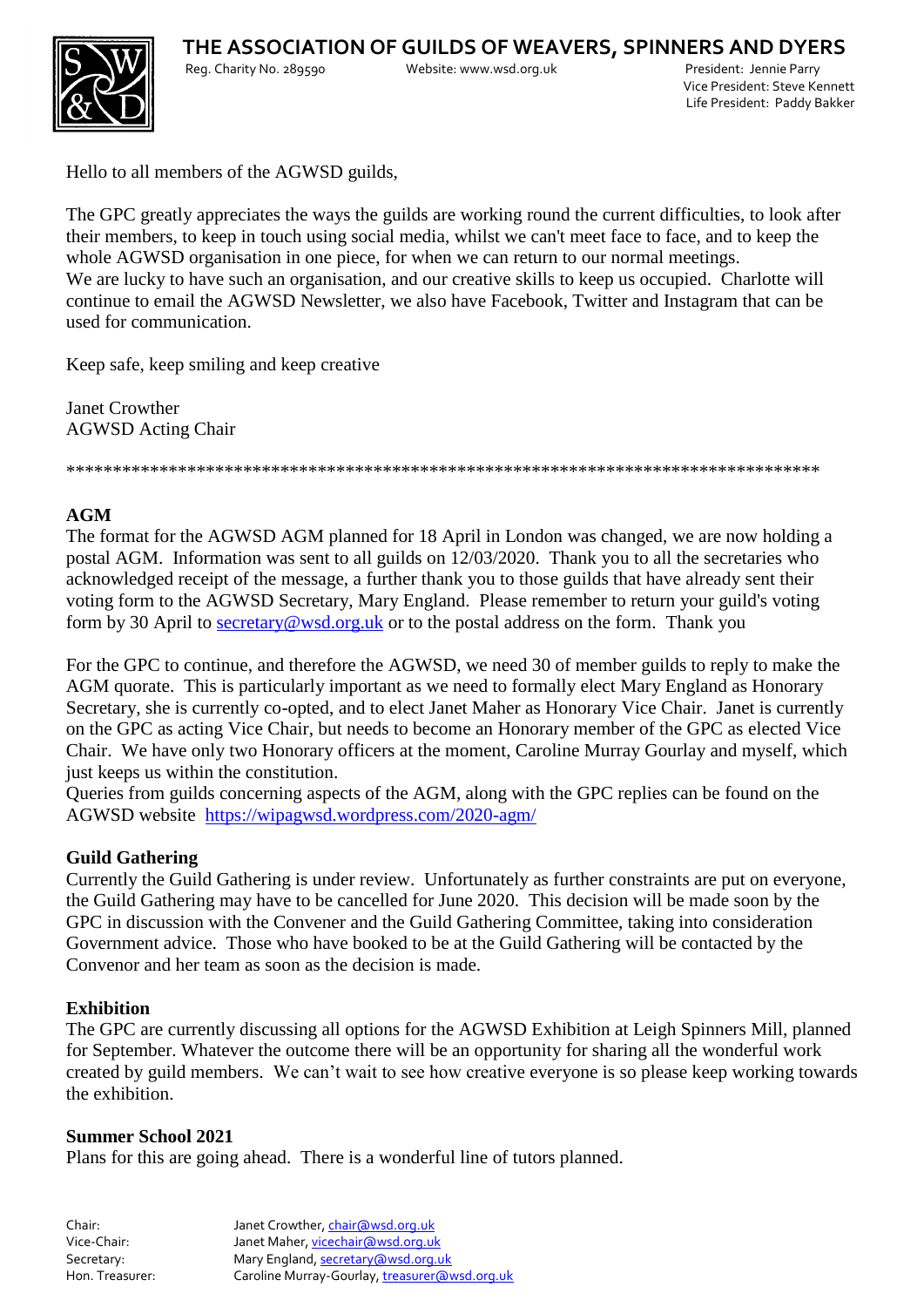# THE ASSOCIATION OF GUILDS OF WEAVERS, SPINNERS AND DYERS

Reg. Charity No. 289590 Website: www.wsd.org.uk President: Jennie Parry
Vice President: Steve Kennett
Life President: Paddy Bakker

Hello to all members of the AGWSD guilds,

The GPC greatly appreciates the ways the guilds are working round the current difficulties, to look after their members, to keep in touch using social media, whilst we can't meet face to face, and to keep the whole AGWSD organisation in one piece, for when we can return to our normal meetings.
We are lucky to have such an organisation, and our creative skills to keep us occupied. Charlotte will continue to email the AGWSD Newsletter, we also have Facebook, Twitter and Instagram that can be used for communication.

Keep safe, keep smiling and keep creative

Janet Crowther
AGWSD Acting Chair

\*\*\*\*\*\*\*\*\*\*\*\*\*\*\*\*\*\*\*\*\*\*\*\*\*\*\*\*\*\*\*\*\*\*\*\*\*\*\*\*\*\*\*\*\*\*\*\*\*\*\*\*\*\*\*\*\*\*\*\*\*\*\*\*\*\*\*\*\*\*\*\*\*\*\*\*\*\*\*\*\*\*

**AGM**
The format for the AGWSD AGM planned for 18 April in London was changed, we are now holding a postal AGM. Information was sent to all guilds on 12/03/2020. Thank you to all the secretaries who acknowledged receipt of the message, a further thank you to those guilds that have already sent their voting form to the AGWSD Secretary, Mary England. Please remember to return your guild's voting form by 30 April to secretary@wsd.org.uk or to the postal address on the form. Thank you

For the GPC to continue, and therefore the AGWSD, we need 30 of member guilds to reply to make the AGM quorate. This is particularly important as we need to formally elect Mary England as Honorary Secretary, she is currently co-opted, and to elect Janet Maher as Honorary Vice Chair. Janet is currently on the GPC as acting Vice Chair, but needs to become an Honorary member of the GPC as elected Vice Chair. We have only two Honorary officers at the moment, Caroline Murray Gourlay and myself, which just keeps us within the constitution.
Queries from guilds concerning aspects of the AGM, along with the GPC replies can be found on the AGWSD website https://wipagwsd.wordpress.com/2020-agm/

**Guild Gathering**
Currently the Guild Gathering is under review. Unfortunately as further constraints are put on everyone, the Guild Gathering may have to be cancelled for June 2020. This decision will be made soon by the GPC in discussion with the Convener and the Guild Gathering Committee, taking into consideration Government advice. Those who have booked to be at the Guild Gathering will be contacted by the Convenor and her team as soon as the decision is made.

**Exhibition**
The GPC are currently discussing all options for the AGWSD Exhibition at Leigh Spinners Mill, planned for September. Whatever the outcome there will be an opportunity for sharing all the wonderful work created by guild members. We can't wait to see how creative everyone is so please keep working towards the exhibition.

**Summer School 2021**
Plans for this are going ahead. There is a wonderful line of tutors planned.

Chair: Janet Crowther, chair@wsd.org.uk
Vice-Chair: Janet Maher, vicechair@wsd.org.uk
Secretary: Mary England, secretary@wsd.org.uk
Hon. Treasurer: Caroline Murray-Gourlay, treasurer@wsd.org.uk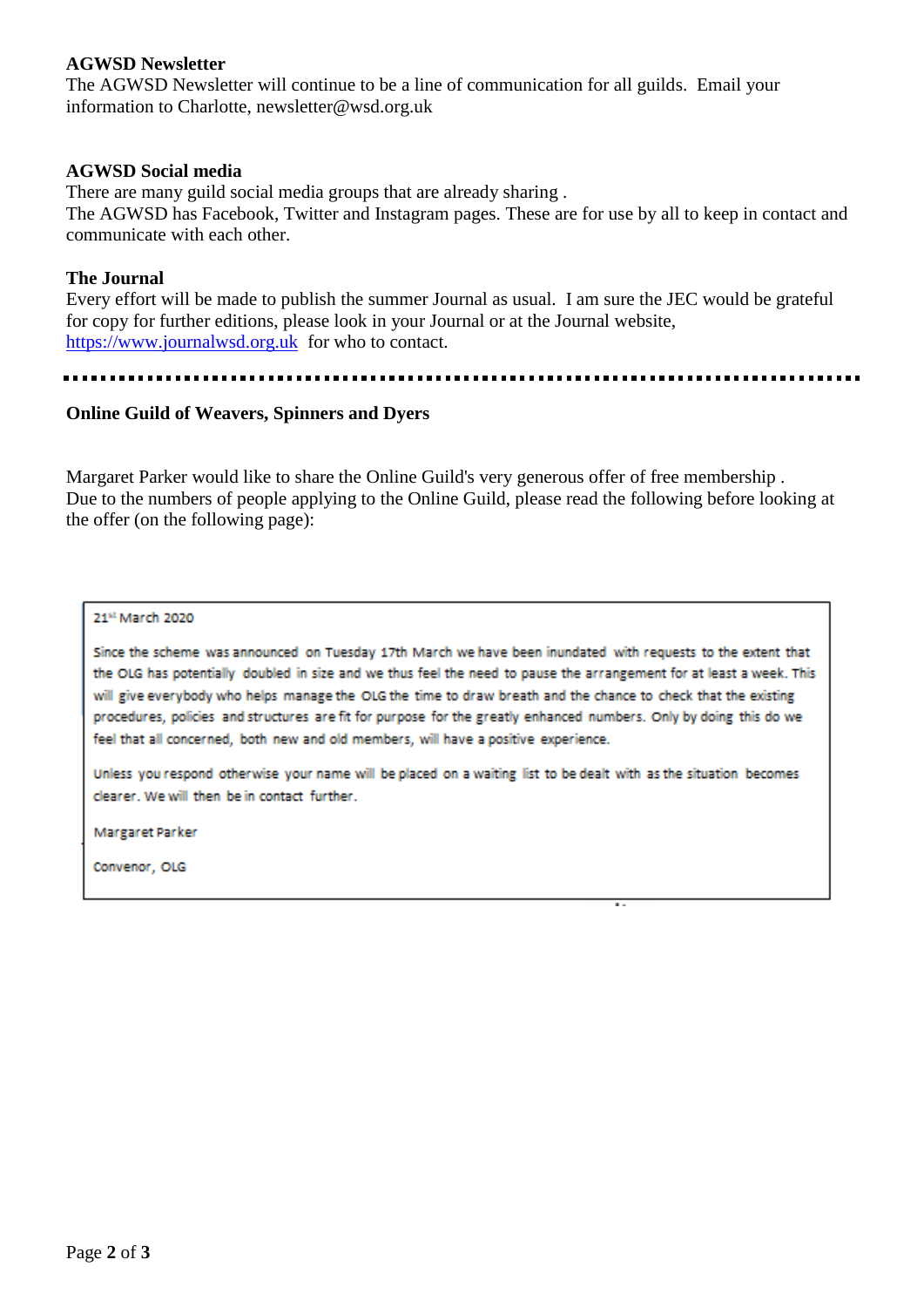**AGWSD Newsletter**

The AGWSD Newsletter will continue to be a line of communication for all guilds. Email your information to Charlotte, newsletter@wsd.org.uk

**AGWSD Social media**

There are many guild social media groups that are already sharing .
The AGWSD has Facebook, Twitter and Instagram pages. These are for use by all to keep in contact and communicate with each other.

**The Journal**

Every effort will be made to publish the summer Journal as usual. I am sure the JEC would be grateful for copy for further editions, please look in your Journal or at the Journal website, https://www.journalwsd.org.uk for who to contact.

---

**Online Guild of Weavers, Spinners and Dyers**

Margaret Parker would like to share the Online Guild's very generous offer of free membership .
Due to the numbers of people applying to the Online Guild, please read the following before looking at the offer (on the following page):

> 21st March 2020
>
> Since the scheme was announced on Tuesday 17th March we have been inundated with requests to the extent that the OLG has potentially doubled in size and we thus feel the need to pause the arrangement for at least a week. This will give everybody who helps manage the OLG the time to draw breath and the chance to check that the existing procedures, policies and structures are fit for purpose for the greatly enhanced numbers. Only by doing this do we feel that all concerned, both new and old members, will have a positive experience.
>
> Unless you respond otherwise your name will be placed on a waiting list to be dealt with as the situation becomes clearer. We will then be in contact further.
>
> Margaret Parker
>
> Convenor, OLG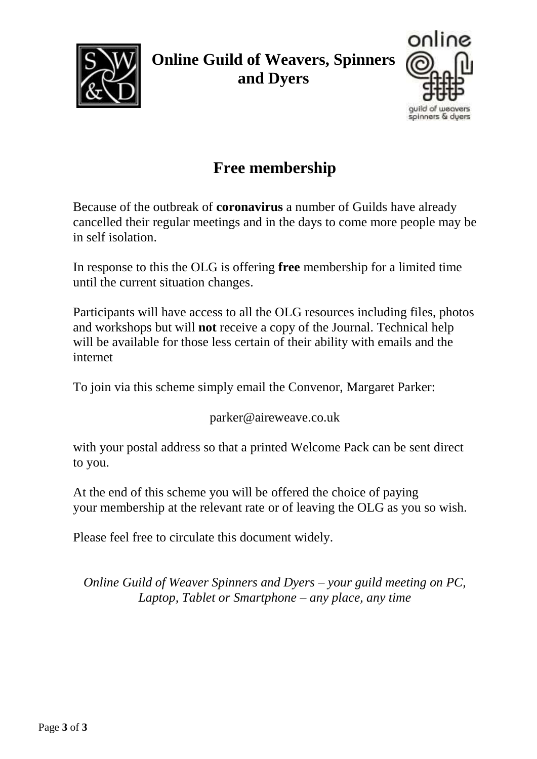# Online Guild of Weavers, Spinners and Dyers

## Free membership

Because of the outbreak of **coronavirus** a number of Guilds have already cancelled their regular meetings and in the days to come more people may be in self isolation.

In response to this the OLG is offering **free** membership for a limited time until the current situation changes.

Participants will have access to all the OLG resources including files, photos and workshops but will **not** receive a copy of the Journal. Technical help will be available for those less certain of their ability with emails and the internet

To join via this scheme simply email the Convenor, Margaret Parker:

parker@aireweave.co.uk

with your postal address so that a printed Welcome Pack can be sent direct to you.

At the end of this scheme you will be offered the choice of paying your membership at the relevant rate or of leaving the OLG as you so wish.

Please feel free to circulate this document widely.

*Online Guild of Weaver Spinners and Dyers – your guild meeting on PC, Laptop, Tablet or Smartphone – any place, any time*